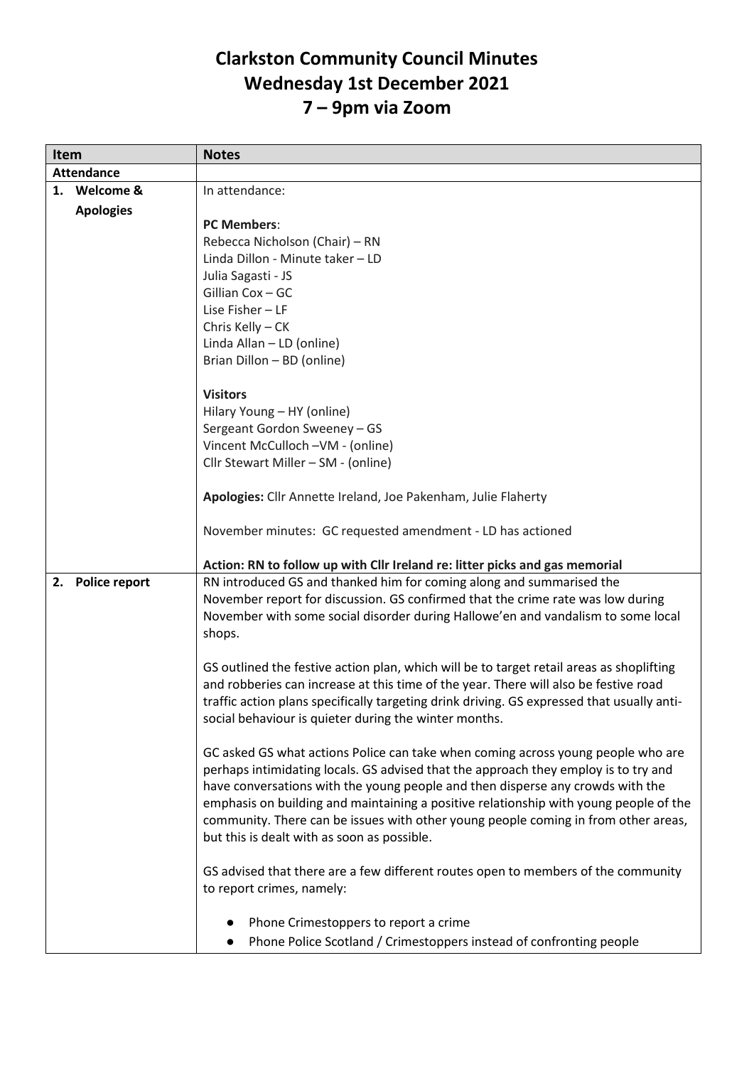# Clarkston Community Council Minutes
## Wednesday 1st December 2021
## 7 – 9pm via Zoom

| Item | Notes |
|---|---|
| **Attendance** | |
| **1. Welcome & Apologies** | In attendance:<br><br>**PC Members**:<br>Rebecca Nicholson (Chair) – RN<br>Linda Dillon - Minute taker – LD<br>Julia Sagasti - JS<br>Gillian Cox – GC<br>Lise Fisher – LF<br>Chris Kelly – CK<br>Linda Allan – LD (online)<br>Brian Dillon – BD (online)<br><br>**Visitors**<br>Hilary Young – HY (online)<br>Sergeant Gordon Sweeney – GS<br>Vincent McCulloch –VM - (online)<br>Cllr Stewart Miller – SM - (online)<br><br>**Apologies:** Cllr Annette Ireland, Joe Pakenham, Julie Flaherty<br><br>November minutes: GC requested amendment - LD has actioned<br><br>**Action: RN to follow up with Cllr Ireland re: litter picks and gas memorial** |
| **2. Police report** | RN introduced GS and thanked him for coming along and summarised the November report for discussion. GS confirmed that the crime rate was low during November with some social disorder during Hallowe'en and vandalism to some local shops.<br><br>GS outlined the festive action plan, which will be to target retail areas as shoplifting and robberies can increase at this time of the year. There will also be festive road traffic action plans specifically targeting drink driving. GS expressed that usually anti-social behaviour is quieter during the winter months.<br><br>GC asked GS what actions Police can take when coming across young people who are perhaps intimidating locals. GS advised that the approach they employ is to try and have conversations with the young people and then disperse any crowds with the emphasis on building and maintaining a positive relationship with young people of the community. There can be issues with other young people coming in from other areas, but this is dealt with as soon as possible.<br><br>GS advised that there are a few different routes open to members of the community to report crimes, namely:<br><br>● Phone Crimestoppers to report a crime<br>● Phone Police Scotland / Crimestoppers instead of confronting people |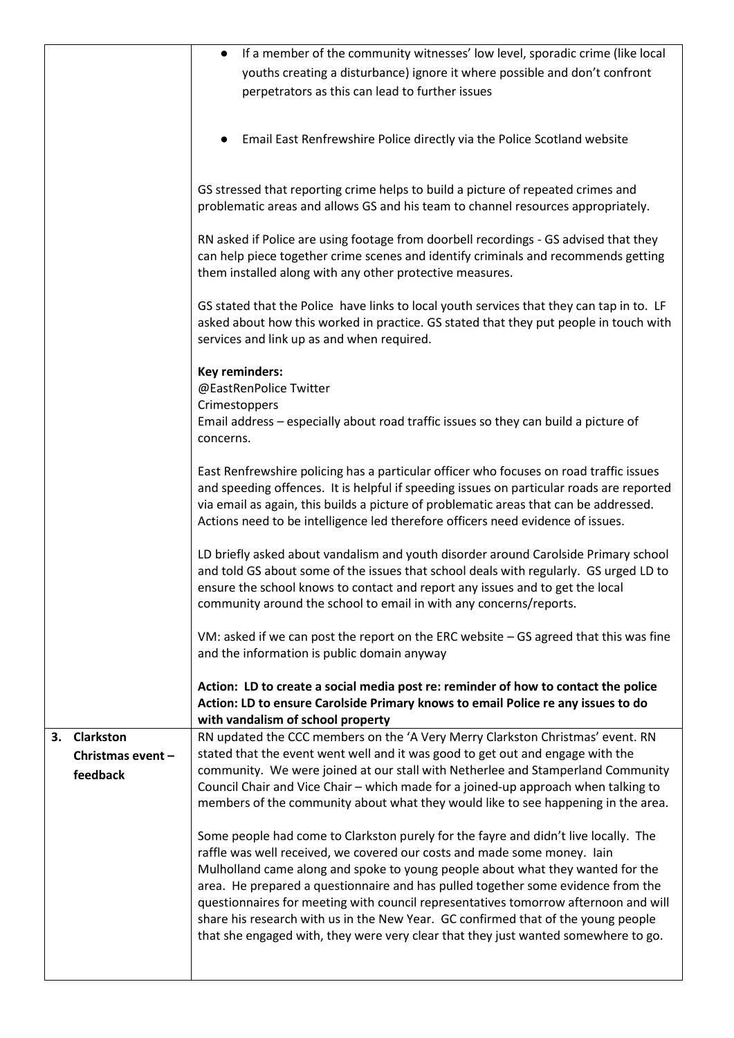| | |
|---|---|
| | ● If a member of the community witnesses' low level, sporadic crime (like local youths creating a disturbance) ignore it where possible and don't confront perpetrators as this can lead to further issues<br><br>● Email East Renfrewshire Police directly via the Police Scotland website<br><br>GS stressed that reporting crime helps to build a picture of repeated crimes and problematic areas and allows GS and his team to channel resources appropriately.<br><br>RN asked if Police are using footage from doorbell recordings - GS advised that they can help piece together crime scenes and identify criminals and recommends getting them installed along with any other protective measures.<br><br>GS stated that the Police have links to local youth services that they can tap in to. LF asked about how this worked in practice. GS stated that they put people in touch with services and link up as and when required.<br><br>**Key reminders:**<br>@EastRenPolice Twitter<br>Crimestoppers<br>Email address – especially about road traffic issues so they can build a picture of concerns.<br><br>East Renfrewshire policing has a particular officer who focuses on road traffic issues and speeding offences. It is helpful if speeding issues on particular roads are reported via email as again, this builds a picture of problematic areas that can be addressed. Actions need to be intelligence led therefore officers need evidence of issues.<br><br>LD briefly asked about vandalism and youth disorder around Carolside Primary school and told GS about some of the issues that school deals with regularly. GS urged LD to ensure the school knows to contact and report any issues and to get the local community around the school to email in with any concerns/reports.<br><br>VM: asked if we can post the report on the ERC website – GS agreed that this was fine and the information is public domain anyway<br><br>**Action: LD to create a social media post re: reminder of how to contact the police**<br>**Action: LD to ensure Carolside Primary knows to email Police re any issues to do with vandalism of school property** |
| **3. Clarkston Christmas event – feedback** | RN updated the CCC members on the 'A Very Merry Clarkston Christmas' event. RN stated that the event went well and it was good to get out and engage with the community. We were joined at our stall with Netherlee and Stamperland Community Council Chair and Vice Chair – which made for a joined-up approach when talking to members of the community about what they would like to see happening in the area.<br><br>Some people had come to Clarkston purely for the fayre and didn't live locally. The raffle was well received, we covered our costs and made some money. Iain Mulholland came along and spoke to young people about what they wanted for the area. He prepared a questionnaire and has pulled together some evidence from the questionnaires for meeting with council representatives tomorrow afternoon and will share his research with us in the New Year. GC confirmed that of the young people that she engaged with, they were very clear that they just wanted somewhere to go. |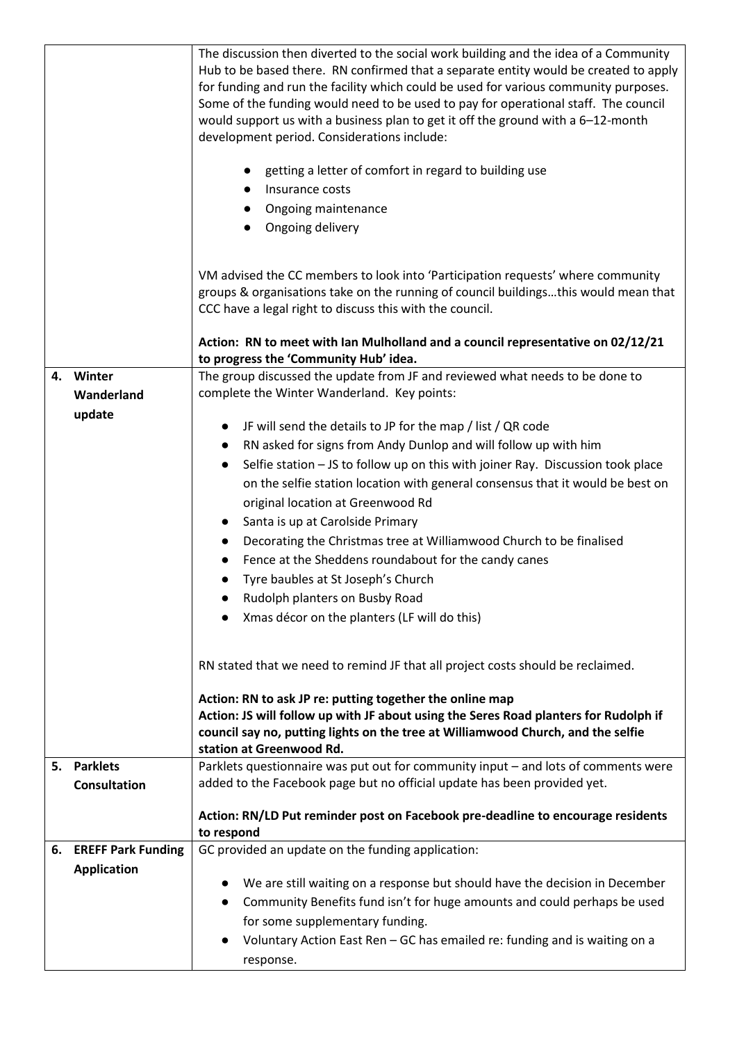| | |
|---|---|
| | The discussion then diverted to the social work building and the idea of a Community Hub to be based there. RN confirmed that a separate entity would be created to apply for funding and run the facility which could be used for various community purposes. Some of the funding would need to be used to pay for operational staff. The council would support us with a business plan to get it off the ground with a 6–12-month development period. Considerations include:<br><br>● getting a letter of comfort in regard to building use<br>● Insurance costs<br>● Ongoing maintenance<br>● Ongoing delivery<br><br>VM advised the CC members to look into 'Participation requests' where community groups & organisations take on the running of council buildings…this would mean that CCC have a legal right to discuss this with the council.<br><br>**Action: RN to meet with Ian Mulholland and a council representative on 02/12/21 to progress the 'Community Hub' idea.** |
| **4. Winter Wanderland update** | The group discussed the update from JF and reviewed what needs to be done to complete the Winter Wanderland. Key points:<br><br>● JF will send the details to JP for the map / list / QR code<br>● RN asked for signs from Andy Dunlop and will follow up with him<br>● Selfie station – JS to follow up on this with joiner Ray. Discussion took place on the selfie station location with general consensus that it would be best on original location at Greenwood Rd<br>● Santa is up at Carolside Primary<br>● Decorating the Christmas tree at Williamwood Church to be finalised<br>● Fence at the Sheddens roundabout for the candy canes<br>● Tyre baubles at St Joseph's Church<br>● Rudolph planters on Busby Road<br>● Xmas décor on the planters (LF will do this)<br><br>RN stated that we need to remind JF that all project costs should be reclaimed.<br><br>**Action: RN to ask JP re: putting together the online map**<br>**Action: JS will follow up with JF about using the Seres Road planters for Rudolph if council say no, putting lights on the tree at Williamwood Church, and the selfie station at Greenwood Rd.** |
| **5. Parklets Consultation** | Parklets questionnaire was put out for community input – and lots of comments were added to the Facebook page but no official update has been provided yet.<br><br>**Action: RN/LD Put reminder post on Facebook pre-deadline to encourage residents to respond** |
| **6. EREFF Park Funding Application** | GC provided an update on the funding application:<br><br>● We are still waiting on a response but should have the decision in December<br>● Community Benefits fund isn't for huge amounts and could perhaps be used for some supplementary funding.<br>● Voluntary Action East Ren – GC has emailed re: funding and is waiting on a response. |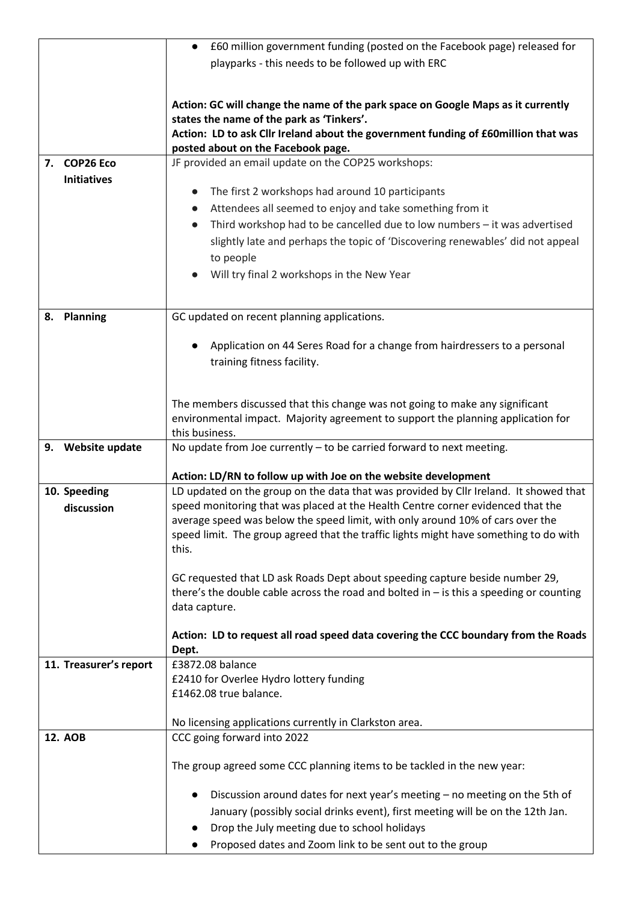| | |
|---|---|
| | ● £60 million government funding (posted on the Facebook page) released for playparks - this needs to be followed up with ERC<br><br>**Action: GC will change the name of the park space on Google Maps as it currently states the name of the park as 'Tinkers'.**<br>**Action: LD to ask Cllr Ireland about the government funding of £60million that was posted about on the Facebook page.** |
| **7. COP26 Eco Initiatives** | JF provided an email update on the COP25 workshops:<br><br>● The first 2 workshops had around 10 participants<br>● Attendees all seemed to enjoy and take something from it<br>● Third workshop had to be cancelled due to low numbers – it was advertised slightly late and perhaps the topic of 'Discovering renewables' did not appeal to people<br>● Will try final 2 workshops in the New Year |
| **8. Planning** | GC updated on recent planning applications.<br><br>● Application on 44 Seres Road for a change from hairdressers to a personal training fitness facility.<br><br>The members discussed that this change was not going to make any significant environmental impact. Majority agreement to support the planning application for this business. |
| **9. Website update** | No update from Joe currently – to be carried forward to next meeting.<br><br>**Action: LD/RN to follow up with Joe on the website development** |
| **10. Speeding discussion** | LD updated on the group on the data that was provided by Cllr Ireland. It showed that speed monitoring that was placed at the Health Centre corner evidenced that the average speed was below the speed limit, with only around 10% of cars over the speed limit. The group agreed that the traffic lights might have something to do with this.<br><br>GC requested that LD ask Roads Dept about speeding capture beside number 29, there's the double cable across the road and bolted in – is this a speeding or counting data capture.<br><br>**Action: LD to request all road speed data covering the CCC boundary from the Roads Dept.** |
| **11. Treasurer's report** | £3872.08 balance<br>£2410 for Overlee Hydro lottery funding<br>£1462.08 true balance.<br><br>No licensing applications currently in Clarkston area. |
| **12. AOB** | CCC going forward into 2022<br><br>The group agreed some CCC planning items to be tackled in the new year:<br><br>● Discussion around dates for next year's meeting – no meeting on the 5th of January (possibly social drinks event), first meeting will be on the 12th Jan.<br>● Drop the July meeting due to school holidays<br>● Proposed dates and Zoom link to be sent out to the group |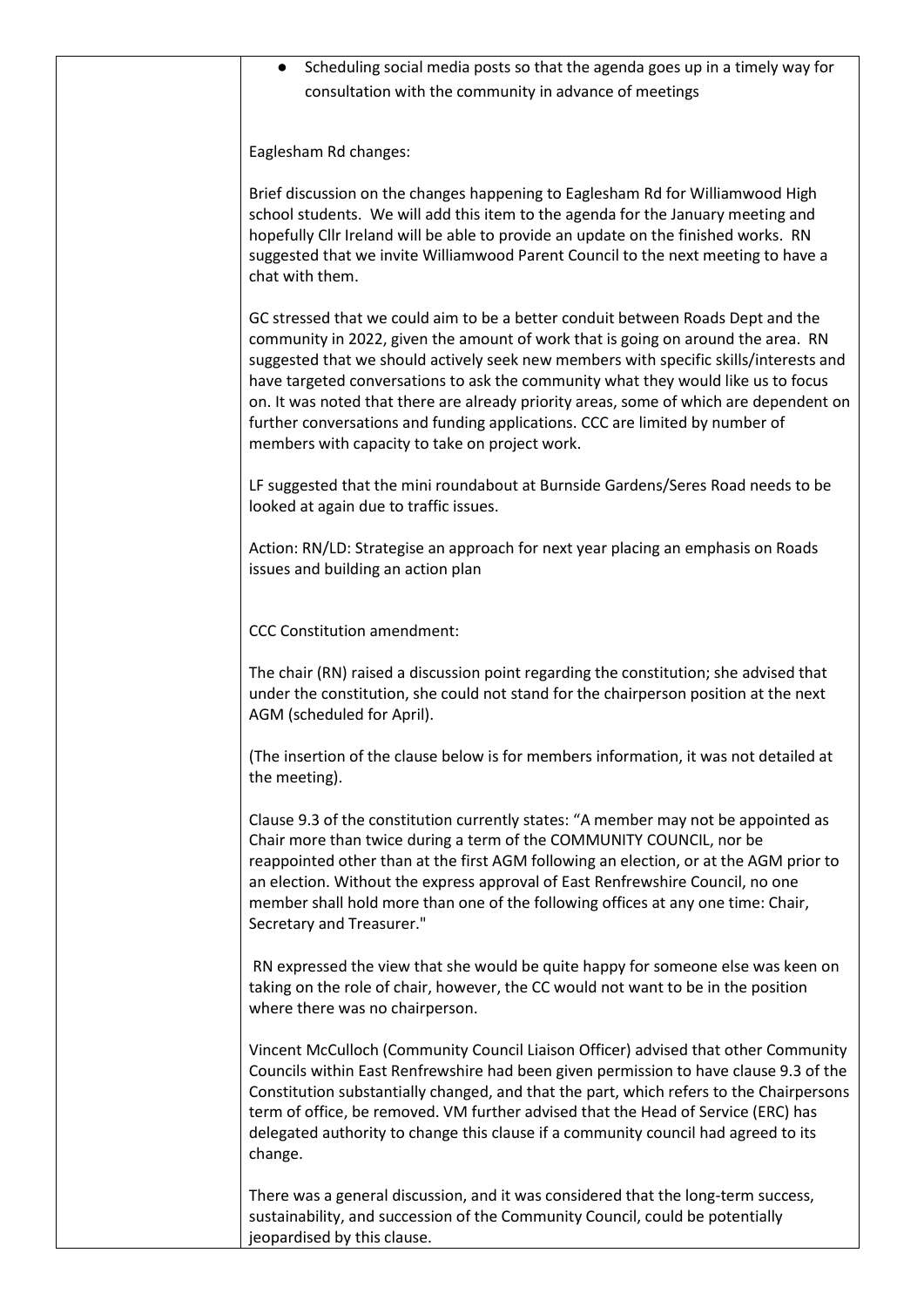- Scheduling social media posts so that the agenda goes up in a timely way for consultation with the community in advance of meetings

Eaglesham Rd changes:

Brief discussion on the changes happening to Eaglesham Rd for Williamwood High school students. We will add this item to the agenda for the January meeting and hopefully Cllr Ireland will be able to provide an update on the finished works. RN suggested that we invite Williamwood Parent Council to the next meeting to have a chat with them.

GC stressed that we could aim to be a better conduit between Roads Dept and the community in 2022, given the amount of work that is going on around the area. RN suggested that we should actively seek new members with specific skills/interests and have targeted conversations to ask the community what they would like us to focus on. It was noted that there are already priority areas, some of which are dependent on further conversations and funding applications. CCC are limited by number of members with capacity to take on project work.

LF suggested that the mini roundabout at Burnside Gardens/Seres Road needs to be looked at again due to traffic issues.

Action: RN/LD: Strategise an approach for next year placing an emphasis on Roads issues and building an action plan

CCC Constitution amendment:

The chair (RN) raised a discussion point regarding the constitution; she advised that under the constitution, she could not stand for the chairperson position at the next AGM (scheduled for April).

(The insertion of the clause below is for members information, it was not detailed at the meeting).

Clause 9.3 of the constitution currently states: "A member may not be appointed as Chair more than twice during a term of the COMMUNITY COUNCIL, nor be reappointed other than at the first AGM following an election, or at the AGM prior to an election. Without the express approval of East Renfrewshire Council, no one member shall hold more than one of the following offices at any one time: Chair, Secretary and Treasurer."

RN expressed the view that she would be quite happy for someone else was keen on taking on the role of chair, however, the CC would not want to be in the position where there was no chairperson.

Vincent McCulloch (Community Council Liaison Officer) advised that other Community Councils within East Renfrewshire had been given permission to have clause 9.3 of the Constitution substantially changed, and that the part, which refers to the Chairpersons term of office, be removed. VM further advised that the Head of Service (ERC) has delegated authority to change this clause if a community council had agreed to its change.

There was a general discussion, and it was considered that the long-term success, sustainability, and succession of the Community Council, could be potentially jeopardised by this clause.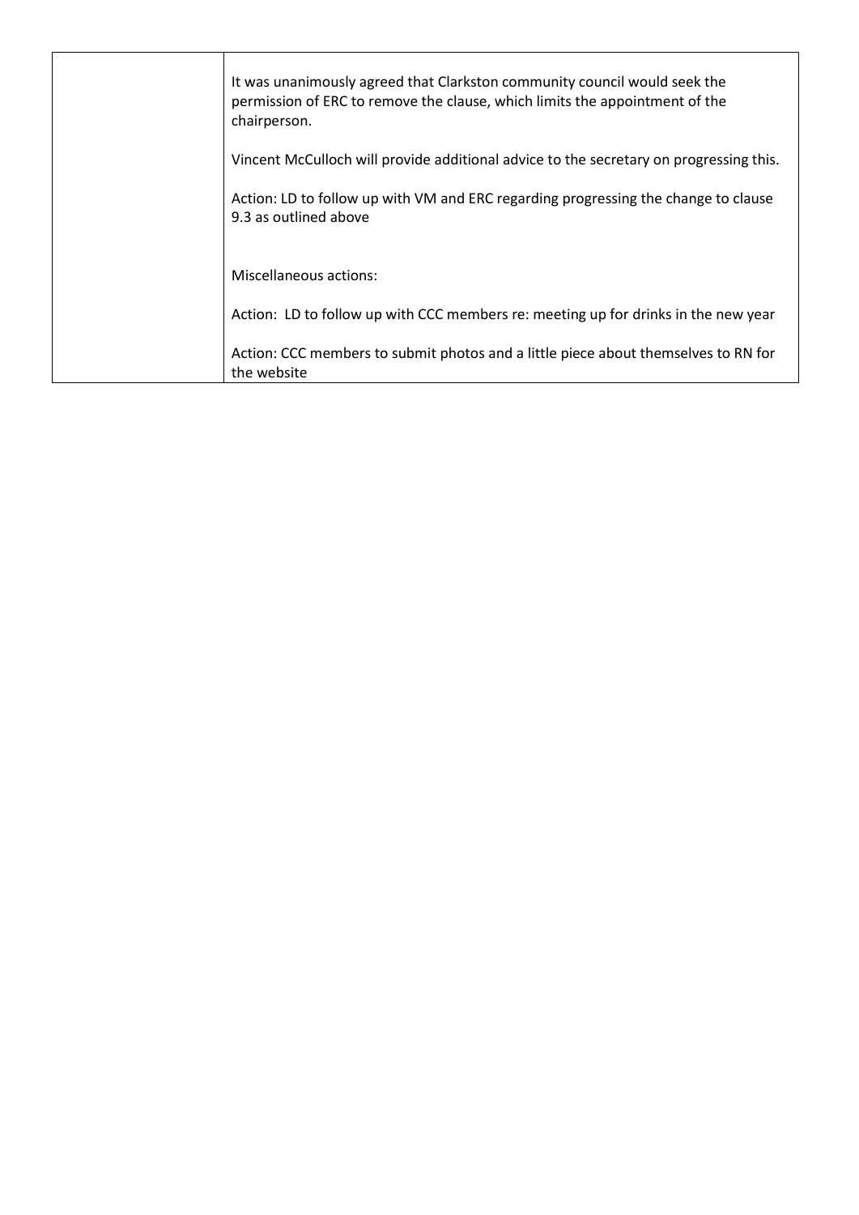| | |
|---|---|
| | It was unanimously agreed that Clarkston community council would seek the permission of ERC to remove the clause, which limits the appointment of the chairperson.<br><br>Vincent McCulloch will provide additional advice to the secretary on progressing this.<br><br>Action: LD to follow up with VM and ERC regarding progressing the change to clause 9.3 as outlined above<br><br><br>Miscellaneous actions:<br><br>Action: LD to follow up with CCC members re: meeting up for drinks in the new year<br><br>Action: CCC members to submit photos and a little piece about themselves to RN for the website |